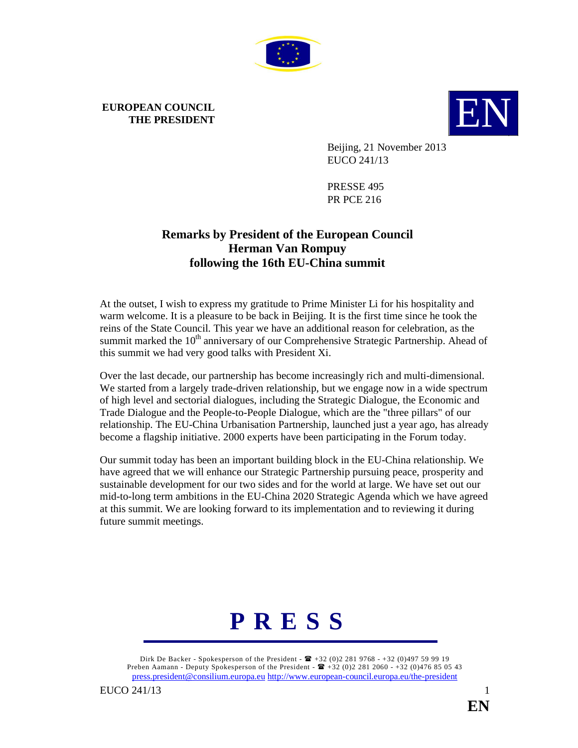**EUROPEAN COUNCIL**
**THE PRESIDENT**

EN

Beijing, 21 November 2013
EUCO 241/13

PRESSE 495
PR PCE 216

# Remarks by President of the European Council Herman Van Rompuy following the 16th EU-China summit

At the outset, I wish to express my gratitude to Prime Minister Li for his hospitality and warm welcome. It is a pleasure to be back in Beijing. It is the first time since he took the reins of the State Council. This year we have an additional reason for celebration, as the summit marked the 10th anniversary of our Comprehensive Strategic Partnership. Ahead of this summit we had very good talks with President Xi.

Over the last decade, our partnership has become increasingly rich and multi-dimensional. We started from a largely trade-driven relationship, but we engage now in a wide spectrum of high level and sectorial dialogues, including the Strategic Dialogue, the Economic and Trade Dialogue and the People-to-People Dialogue, which are the "three pillars" of our relationship. The EU-China Urbanisation Partnership, launched just a year ago, has already become a flagship initiative. 2000 experts have been participating in the Forum today.

Our summit today has been an important building block in the EU-China relationship. We have agreed that we will enhance our Strategic Partnership pursuing peace, prosperity and sustainable development for our two sides and for the world at large. We have set out our mid-to-long term ambitions in the EU-China 2020 Strategic Agenda which we have agreed at this summit. We are looking forward to its implementation and to reviewing it during future summit meetings.

**P R E S S**

Dirk De Backer - Spokesperson of the President - ☎ +32 (0)2 281 9768 - +32 (0)497 59 99 19
Preben Aamann - Deputy Spokesperson of the President - ☎ +32 (0)2 281 2060 - +32 (0)476 85 05 43
press.president@consilium.europa.eu http://www.european-council.europa.eu/the-president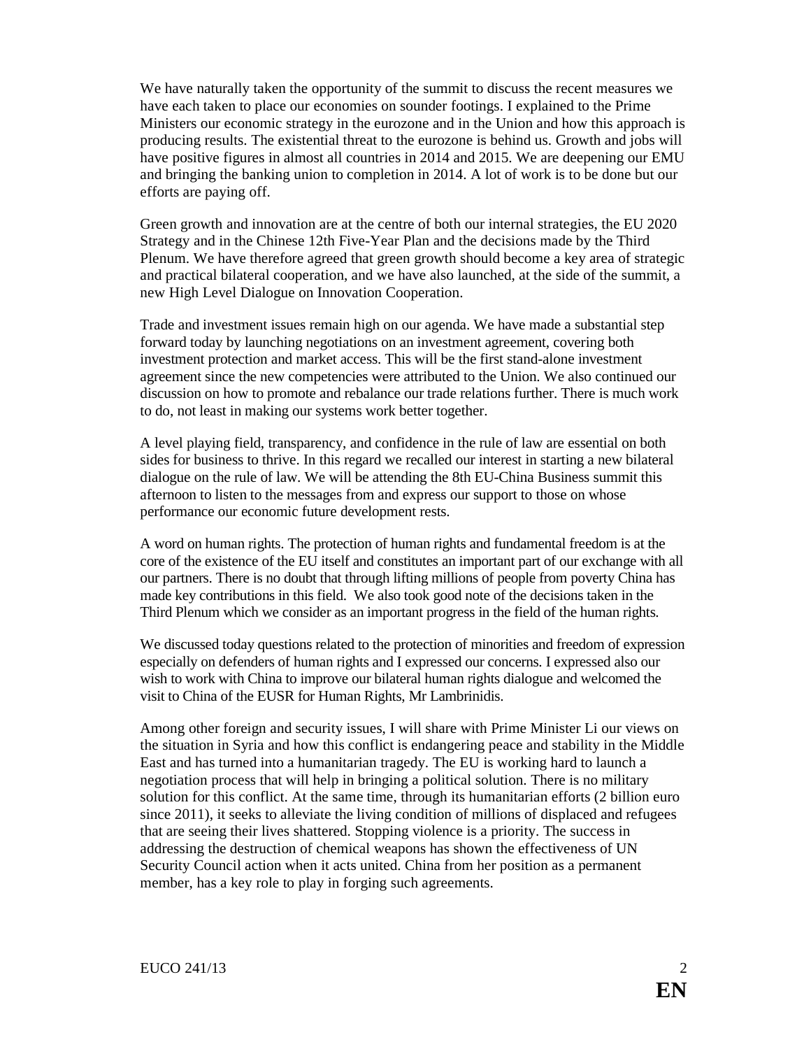We have naturally taken the opportunity of the summit to discuss the recent measures we have each taken to place our economies on sounder footings. I explained to the Prime Ministers our economic strategy in the eurozone and in the Union and how this approach is producing results. The existential threat to the eurozone is behind us. Growth and jobs will have positive figures in almost all countries in 2014 and 2015. We are deepening our EMU and bringing the banking union to completion in 2014. A lot of work is to be done but our efforts are paying off.

Green growth and innovation are at the centre of both our internal strategies, the EU 2020 Strategy and in the Chinese 12th Five-Year Plan and the decisions made by the Third Plenum. We have therefore agreed that green growth should become a key area of strategic and practical bilateral cooperation, and we have also launched, at the side of the summit, a new High Level Dialogue on Innovation Cooperation.

Trade and investment issues remain high on our agenda. We have made a substantial step forward today by launching negotiations on an investment agreement, covering both investment protection and market access. This will be the first stand-alone investment agreement since the new competencies were attributed to the Union. We also continued our discussion on how to promote and rebalance our trade relations further. There is much work to do, not least in making our systems work better together.

A level playing field, transparency, and confidence in the rule of law are essential on both sides for business to thrive. In this regard we recalled our interest in starting a new bilateral dialogue on the rule of law. We will be attending the 8th EU-China Business summit this afternoon to listen to the messages from and express our support to those on whose performance our economic future development rests.

A word on human rights. The protection of human rights and fundamental freedom is at the core of the existence of the EU itself and constitutes an important part of our exchange with all our partners. There is no doubt that through lifting millions of people from poverty China has made key contributions in this field. We also took good note of the decisions taken in the Third Plenum which we consider as an important progress in the field of the human rights.

We discussed today questions related to the protection of minorities and freedom of expression especially on defenders of human rights and I expressed our concerns. I expressed also our wish to work with China to improve our bilateral human rights dialogue and welcomed the visit to China of the EUSR for Human Rights, Mr Lambrinidis.

Among other foreign and security issues, I will share with Prime Minister Li our views on the situation in Syria and how this conflict is endangering peace and stability in the Middle East and has turned into a humanitarian tragedy. The EU is working hard to launch a negotiation process that will help in bringing a political solution. There is no military solution for this conflict. At the same time, through its humanitarian efforts (2 billion euro since 2011), it seeks to alleviate the living condition of millions of displaced and refugees that are seeing their lives shattered. Stopping violence is a priority. The success in addressing the destruction of chemical weapons has shown the effectiveness of UN Security Council action when it acts united. China from her position as a permanent member, has a key role to play in forging such agreements.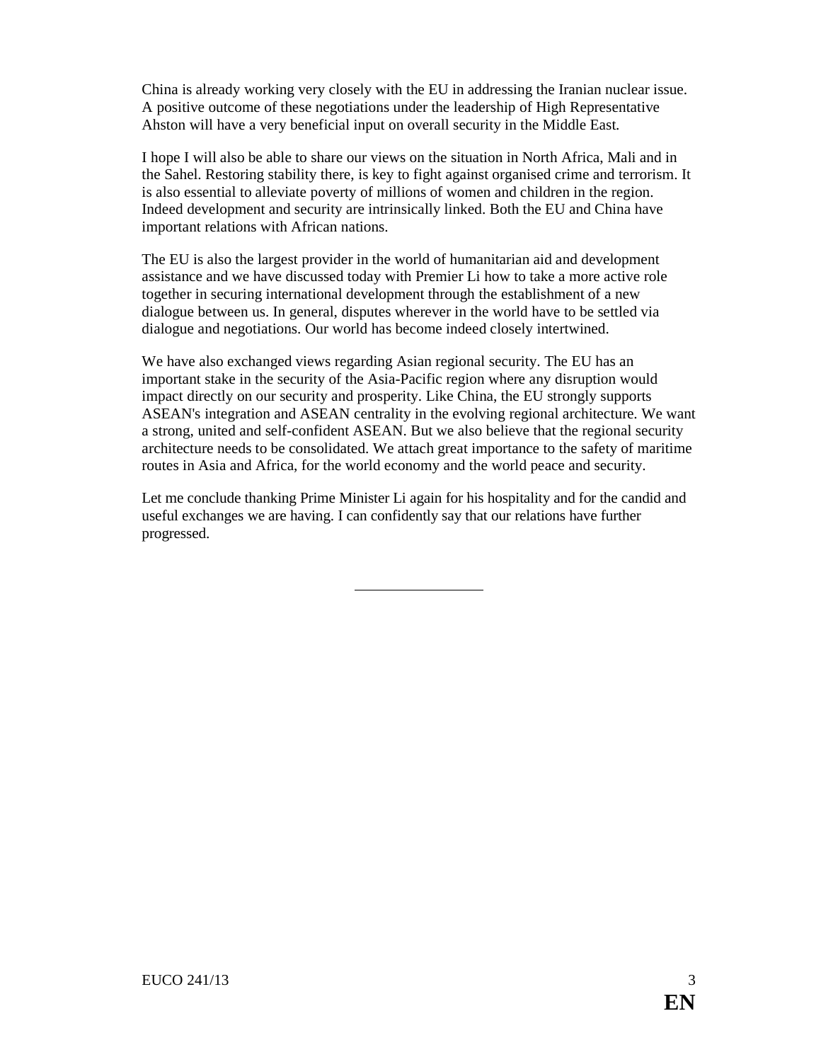China is already working very closely with the EU in addressing the Iranian nuclear issue. A positive outcome of these negotiations under the leadership of High Representative Ahston will have a very beneficial input on overall security in the Middle East.

I hope I will also be able to share our views on the situation in North Africa, Mali and in the Sahel. Restoring stability there, is key to fight against organised crime and terrorism. It is also essential to alleviate poverty of millions of women and children in the region. Indeed development and security are intrinsically linked. Both the EU and China have important relations with African nations.

The EU is also the largest provider in the world of humanitarian aid and development assistance and we have discussed today with Premier Li how to take a more active role together in securing international development through the establishment of a new dialogue between us. In general, disputes wherever in the world have to be settled via dialogue and negotiations. Our world has become indeed closely intertwined.

We have also exchanged views regarding Asian regional security. The EU has an important stake in the security of the Asia-Pacific region where any disruption would impact directly on our security and prosperity. Like China, the EU strongly supports ASEAN's integration and ASEAN centrality in the evolving regional architecture. We want a strong, united and self-confident ASEAN. But we also believe that the regional security architecture needs to be consolidated. We attach great importance to the safety of maritime routes in Asia and Africa, for the world economy and the world peace and security.

Let me conclude thanking Prime Minister Li again for his hospitality and for the candid and useful exchanges we are having. I can confidently say that our relations have further progressed.

---